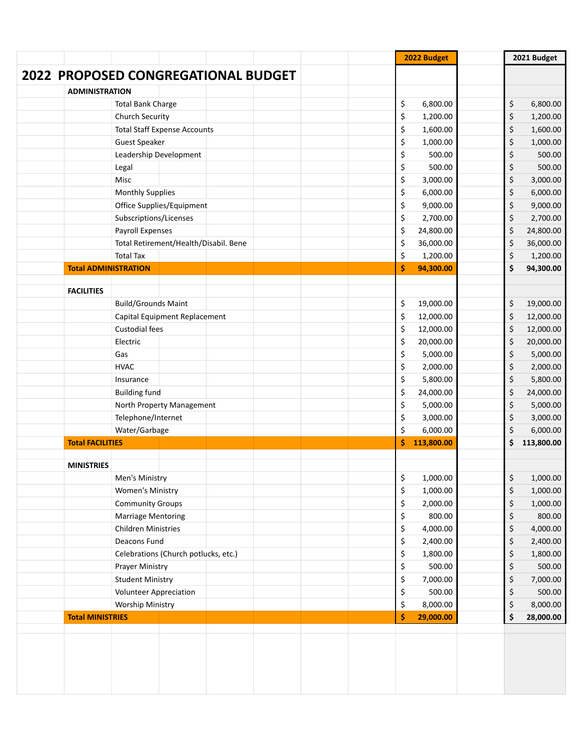# 2022 PROPOSED CONGREGATIONAL BUDGET

| | | 2022 Budget | 2021 Budget |
|---|---|---|---|
| **ADMINISTRATION** | | | |
| | Total Bank Charge | $ 6,800.00 | $ 6,800.00 |
| | Church Security | $ 1,200.00 | $ 1,200.00 |
| | Total Staff Expense Accounts | $ 1,600.00 | $ 1,600.00 |
| | Guest Speaker | $ 1,000.00 | $ 1,000.00 |
| | Leadership Development | $ 500.00 | $ 500.00 |
| | Legal | $ 500.00 | $ 500.00 |
| | Misc | $ 3,000.00 | $ 3,000.00 |
| | Monthly Supplies | $ 6,000.00 | $ 6,000.00 |
| | Office Supplies/Equipment | $ 9,000.00 | $ 9,000.00 |
| | Subscriptions/Licenses | $ 2,700.00 | $ 2,700.00 |
| | Payroll Expenses | $ 24,800.00 | $ 24,800.00 |
| | Total Retirement/Health/Disabil. Bene | $ 36,000.00 | $ 36,000.00 |
| | Total Tax | $ 1,200.00 | $ 1,200.00 |
| **Total ADMINISTRATION** | | **$ 94,300.00** | **$ 94,300.00** |
| | | | |
| **FACILITIES** | | | |
| | Build/Grounds Maint | $ 19,000.00 | $ 19,000.00 |
| | Capital Equipment Replacement | $ 12,000.00 | $ 12,000.00 |
| | Custodial fees | $ 12,000.00 | $ 12,000.00 |
| | Electric | $ 20,000.00 | $ 20,000.00 |
| | Gas | $ 5,000.00 | $ 5,000.00 |
| | HVAC | $ 2,000.00 | $ 2,000.00 |
| | Insurance | $ 5,800.00 | $ 5,800.00 |
| | Building fund | $ 24,000.00 | $ 24,000.00 |
| | North Property Management | $ 5,000.00 | $ 5,000.00 |
| | Telephone/Internet | $ 3,000.00 | $ 3,000.00 |
| | Water/Garbage | $ 6,000.00 | $ 6,000.00 |
| **Total FACILITIES** | | **$ 113,800.00** | **$ 113,800.00** |
| | | | |
| **MINISTRIES** | | | |
| | Men's Ministry | $ 1,000.00 | $ 1,000.00 |
| | Women's Ministry | $ 1,000.00 | $ 1,000.00 |
| | Community Groups | $ 2,000.00 | $ 1,000.00 |
| | Marriage Mentoring | $ 800.00 | $ 800.00 |
| | Children Ministries | $ 4,000.00 | $ 4,000.00 |
| | Deacons Fund | $ 2,400.00 | $ 2,400.00 |
| | Celebrations (Church potlucks, etc.) | $ 1,800.00 | $ 1,800.00 |
| | Prayer Ministry | $ 500.00 | $ 500.00 |
| | Student Ministry | $ 7,000.00 | $ 7,000.00 |
| | Volunteer Appreciation | $ 500.00 | $ 500.00 |
| | Worship Ministry | $ 8,000.00 | $ 8,000.00 |
| **Total MINISTRIES** | | **$ 29,000.00** | **$ 28,000.00** |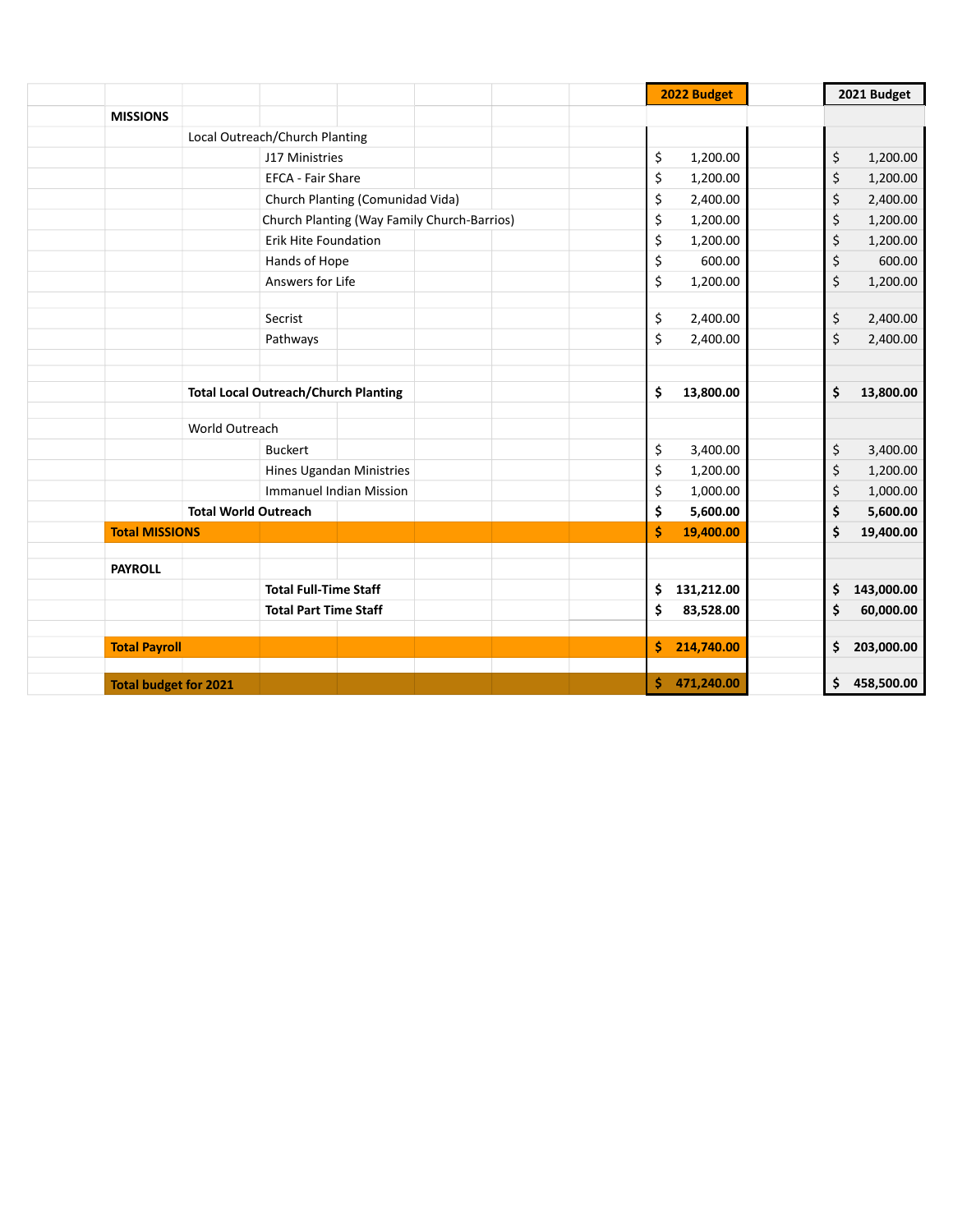| | 2022 Budget | 2021 Budget |
|---|---|---|
| **MISSIONS** | | |
| Local Outreach/Church Planting | | |
| J17 Ministries | $ 1,200.00 | $ 1,200.00 |
| EFCA - Fair Share | $ 1,200.00 | $ 1,200.00 |
| Church Planting (Comunidad Vida) | $ 2,400.00 | $ 2,400.00 |
| Church Planting (Way Family Church-Barrios) | $ 1,200.00 | $ 1,200.00 |
| Erik Hite Foundation | $ 1,200.00 | $ 1,200.00 |
| Hands of Hope | $ 600.00 | $ 600.00 |
| Answers for Life | $ 1,200.00 | $ 1,200.00 |
| Secrist | $ 2,400.00 | $ 2,400.00 |
| Pathways | $ 2,400.00 | $ 2,400.00 |
| **Total Local Outreach/Church Planting** | **$ 13,800.00** | **$ 13,800.00** |
| World Outreach | | |
| Buckert | $ 3,400.00 | $ 3,400.00 |
| Hines Ugandan Ministries | $ 1,200.00 | $ 1,200.00 |
| Immanuel Indian Mission | $ 1,000.00 | $ 1,000.00 |
| **Total World Outreach** | **$ 5,600.00** | **$ 5,600.00** |
| **Total MISSIONS** | **$ 19,400.00** | **$ 19,400.00** |
| **PAYROLL** | | |
| **Total Full-Time Staff** | **$ 131,212.00** | **$ 143,000.00** |
| **Total Part Time Staff** | **$ 83,528.00** | **$ 60,000.00** |
| **Total Payroll** | **$ 214,740.00** | **$ 203,000.00** |
| **Total budget for 2021** | **$ 471,240.00** | **$ 458,500.00** |